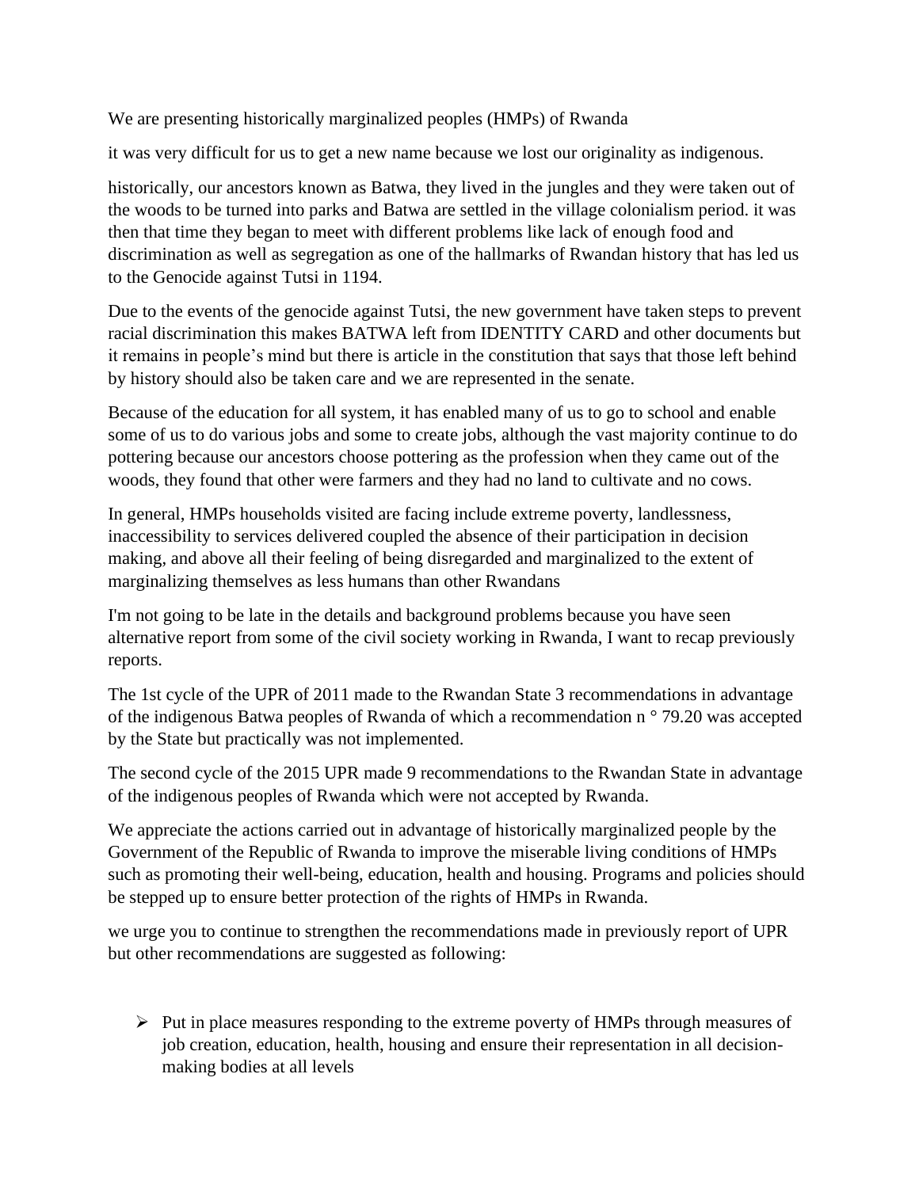We are presenting historically marginalized peoples (HMPs) of Rwanda

it was very difficult for us to get a new name because we lost our originality as indigenous.

historically, our ancestors known as Batwa, they lived in the jungles and they were taken out of the woods to be turned into parks and Batwa are settled in the village colonialism period. it was then that time they began to meet with different problems like lack of enough food and discrimination as well as segregation as one of the hallmarks of Rwandan history that has led us to the Genocide against Tutsi in 1194.

Due to the events of the genocide against Tutsi, the new government have taken steps to prevent racial discrimination this makes BATWA left from IDENTITY CARD and other documents but it remains in people's mind but there is article in the constitution that says that those left behind by history should also be taken care and we are represented in the senate.

Because of the education for all system, it has enabled many of us to go to school and enable some of us to do various jobs and some to create jobs, although the vast majority continue to do pottering because our ancestors choose pottering as the profession when they came out of the woods, they found that other were farmers and they had no land to cultivate and no cows.

In general, HMPs households visited are facing include extreme poverty, landlessness, inaccessibility to services delivered coupled the absence of their participation in decision making, and above all their feeling of being disregarded and marginalized to the extent of marginalizing themselves as less humans than other Rwandans

I'm not going to be late in the details and background problems because you have seen alternative report from some of the civil society working in Rwanda, I want to recap previously reports.

The 1st cycle of the UPR of 2011 made to the Rwandan State 3 recommendations in advantage of the indigenous Batwa peoples of Rwanda of which a recommendation n ° 79.20 was accepted by the State but practically was not implemented.

The second cycle of the 2015 UPR made 9 recommendations to the Rwandan State in advantage of the indigenous peoples of Rwanda which were not accepted by Rwanda.

We appreciate the actions carried out in advantage of historically marginalized people by the Government of the Republic of Rwanda to improve the miserable living conditions of HMPs such as promoting their well-being, education, health and housing. Programs and policies should be stepped up to ensure better protection of the rights of HMPs in Rwanda.

we urge you to continue to strengthen the recommendations made in previously report of UPR but other recommendations are suggested as following:

- Put in place measures responding to the extreme poverty of HMPs through measures of job creation, education, health, housing and ensure their representation in all decision-making bodies at all levels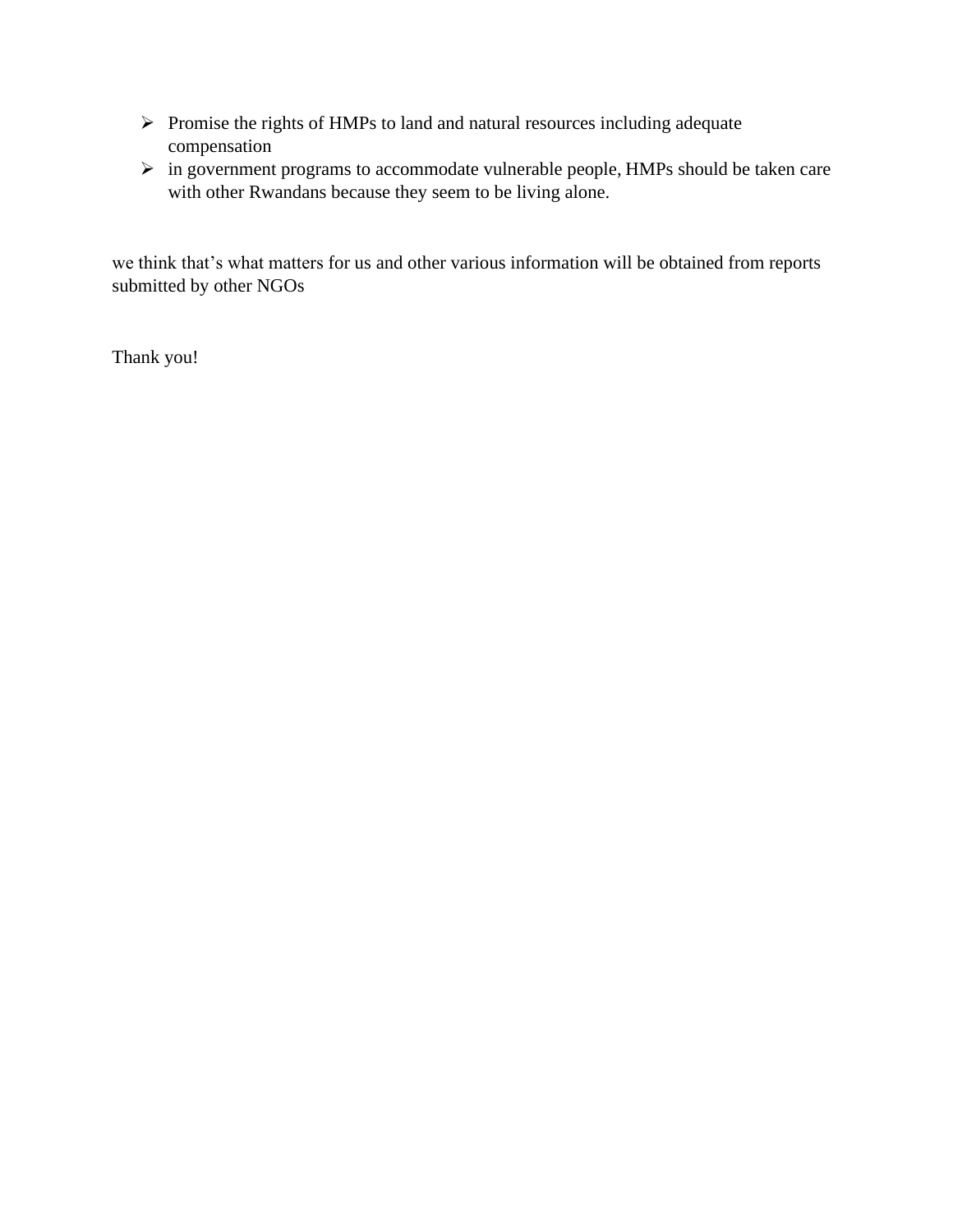- Promise the rights of HMPs to land and natural resources including adequate compensation
- in government programs to accommodate vulnerable people, HMPs should be taken care with other Rwandans because they seem to be living alone.

we think that's what matters for us and other various information will be obtained from reports submitted by other NGOs

Thank you!